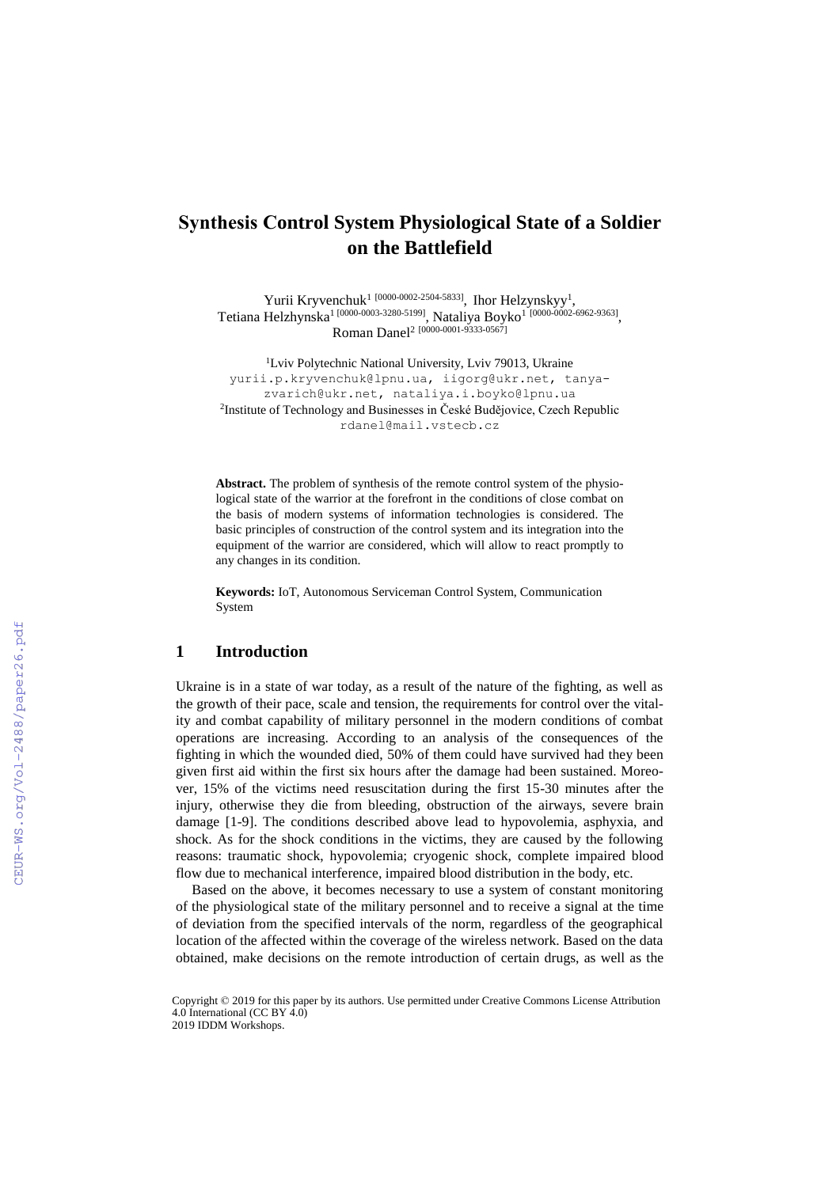# Synthesis Control System Physiological State of a Soldier on the Battlefield

Yurii Kryvenchuk[1 [0000-0002-2504-5833]], Ihor Helzynskyy[1], Tetiana Helzhynska[1 [0000-0003-3280-5199]], Nataliya Boyko[1 [0000-0002-6962-9363]], Roman Danel[2 [0000-0001-9333-0567]]

[1]Lviv Polytechnic National University, Lviv 79013, Ukraine
yurii.p.kryvenchuk@lpnu.ua, iigorg@ukr.net, tanya-zvarich@ukr.net, nataliya.i.boyko@lpnu.ua
[2]Institute of Technology and Businesses in České Budějovice, Czech Republic
rdanel@mail.vstecb.cz

**Abstract.** The problem of synthesis of the remote control system of the physiological state of the warrior at the forefront in the conditions of close combat on the basis of modern systems of information technologies is considered. The basic principles of construction of the control system and its integration into the equipment of the warrior are considered, which will allow to react promptly to any changes in its condition.

**Keywords:** IoT, Autonomous Serviceman Control System, Communication System

## 1 Introduction

Ukraine is in a state of war today, as a result of the nature of the fighting, as well as the growth of their pace, scale and tension, the requirements for control over the vitality and combat capability of military personnel in the modern conditions of combat operations are increasing. According to an analysis of the consequences of the fighting in which the wounded died, 50% of them could have survived had they been given first aid within the first six hours after the damage had been sustained. Moreover, 15% of the victims need resuscitation during the first 15-30 minutes after the injury, otherwise they die from bleeding, obstruction of the airways, severe brain damage [1-9]. The conditions described above lead to hypovolemia, asphyxia, and shock. As for the shock conditions in the victims, they are caused by the following reasons: traumatic shock, hypovolemia; cryogenic shock, complete impaired blood flow due to mechanical interference, impaired blood distribution in the body, etc.

Based on the above, it becomes necessary to use a system of constant monitoring of the physiological state of the military personnel and to receive a signal at the time of deviation from the specified intervals of the norm, regardless of the geographical location of the affected within the coverage of the wireless network. Based on the data obtained, make decisions on the remote introduction of certain drugs, as well as the

Copyright © 2019 for this paper by its authors. Use permitted under Creative Commons License Attribution 4.0 International (CC BY 4.0)
2019 IDDM Workshops.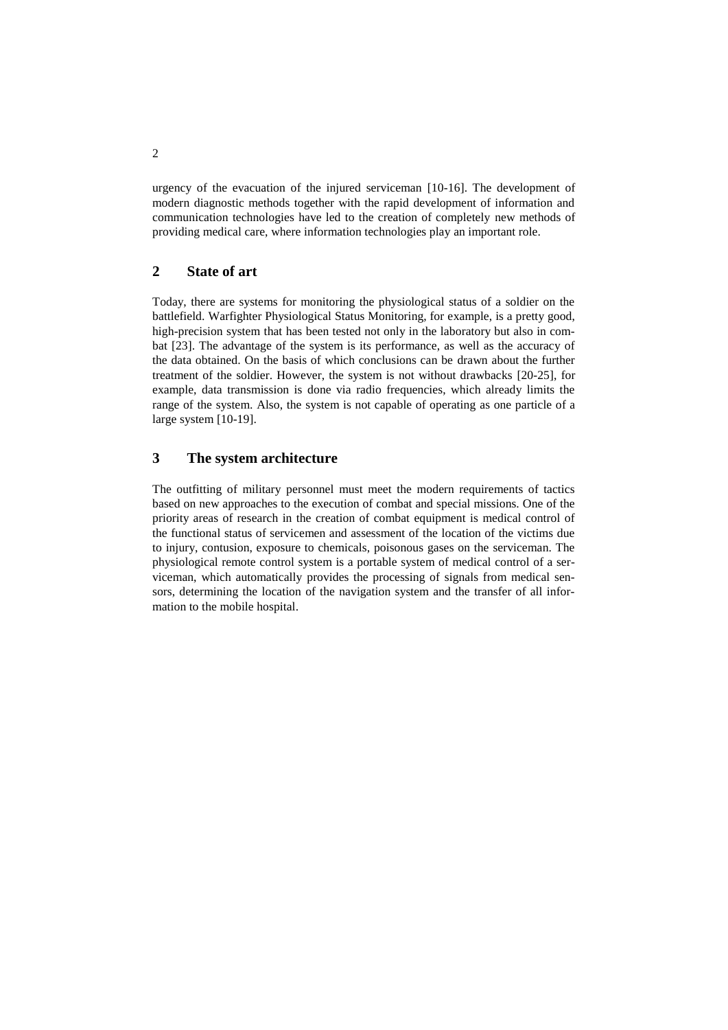urgency of the evacuation of the injured serviceman [10-16]. The development of modern diagnostic methods together with the rapid development of information and communication technologies have led to the creation of completely new methods of providing medical care, where information technologies play an important role.

## 2 State of art

Today, there are systems for monitoring the physiological status of a soldier on the battlefield. Warfighter Physiological Status Monitoring, for example, is a pretty good, high-precision system that has been tested not only in the laboratory but also in combat [23]. The advantage of the system is its performance, as well as the accuracy of the data obtained. On the basis of which conclusions can be drawn about the further treatment of the soldier. However, the system is not without drawbacks [20-25], for example, data transmission is done via radio frequencies, which already limits the range of the system. Also, the system is not capable of operating as one particle of a large system [10-19].

## 3 The system architecture

The outfitting of military personnel must meet the modern requirements of tactics based on new approaches to the execution of combat and special missions. One of the priority areas of research in the creation of combat equipment is medical control of the functional status of servicemen and assessment of the location of the victims due to injury, contusion, exposure to chemicals, poisonous gases on the serviceman. The physiological remote control system is a portable system of medical control of a serviceman, which automatically provides the processing of signals from medical sensors, determining the location of the navigation system and the transfer of all information to the mobile hospital.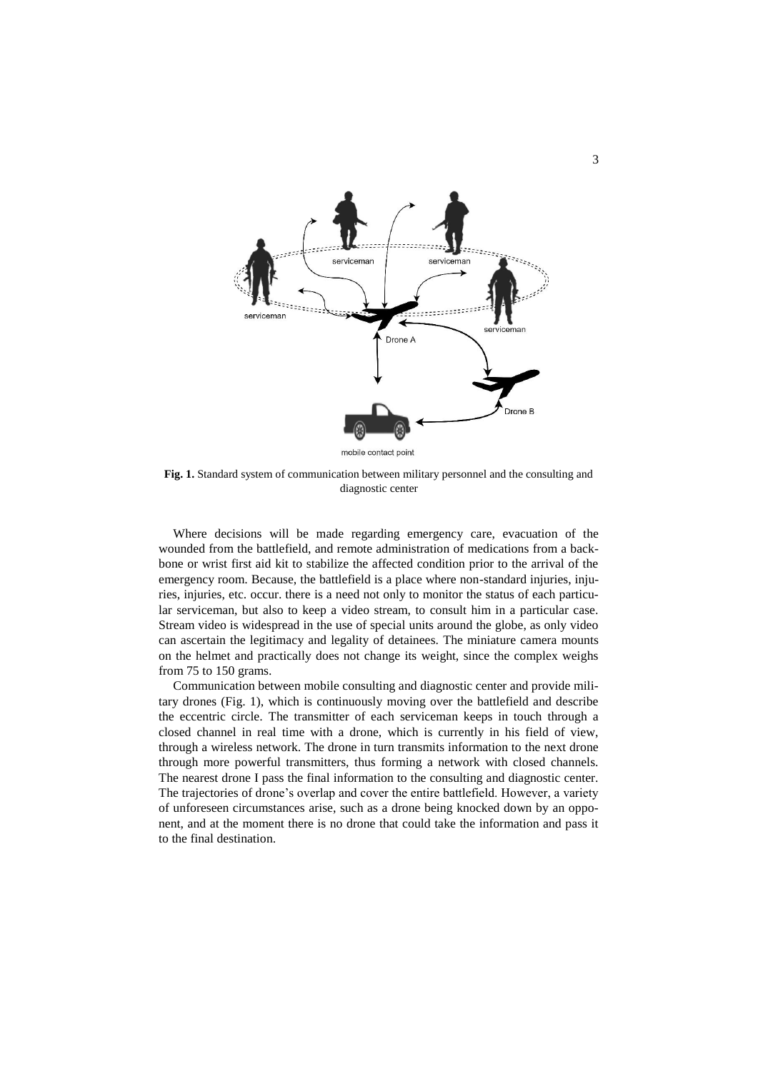**Fig. 1.** Standard system of communication between military personnel and the consulting and diagnostic center

Where decisions will be made regarding emergency care, evacuation of the wounded from the battlefield, and remote administration of medications from a backbone or wrist first aid kit to stabilize the affected condition prior to the arrival of the emergency room. Because, the battlefield is a place where non-standard injuries, injuries, injuries, etc. occur. there is a need not only to monitor the status of each particular serviceman, but also to keep a video stream, to consult him in a particular case. Stream video is widespread in the use of special units around the globe, as only video can ascertain the legitimacy and legality of detainees. The miniature camera mounts on the helmet and practically does not change its weight, since the complex weighs from 75 to 150 grams.

Communication between mobile consulting and diagnostic center and provide military drones (Fig. 1), which is continuously moving over the battlefield and describe the eccentric circle. The transmitter of each serviceman keeps in touch through a closed channel in real time with a drone, which is currently in his field of view, through a wireless network. The drone in turn transmits information to the next drone through more powerful transmitters, thus forming a network with closed channels. The nearest drone I pass the final information to the consulting and diagnostic center. The trajectories of drone's overlap and cover the entire battlefield. However, a variety of unforeseen circumstances arise, such as a drone being knocked down by an opponent, and at the moment there is no drone that could take the information and pass it to the final destination.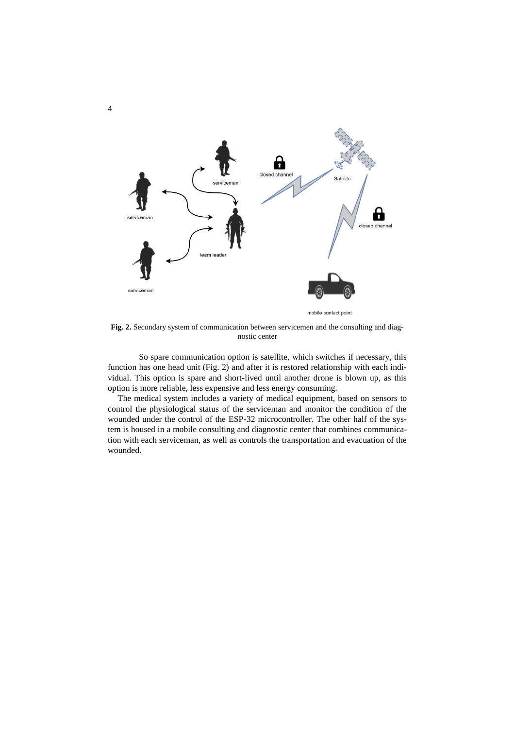**Fig. 2.** Secondary system of communication between servicemen and the consulting and diagnostic center

So spare communication option is satellite, which switches if necessary, this function has one head unit (Fig. 2) and after it is restored relationship with each individual. This option is spare and short-lived until another drone is blown up, as this option is more reliable, less expensive and less energy consuming.

The medical system includes a variety of medical equipment, based on sensors to control the physiological status of the serviceman and monitor the condition of the wounded under the control of the ESP-32 microcontroller. The other half of the system is housed in a mobile consulting and diagnostic center that combines communication with each serviceman, as well as controls the transportation and evacuation of the wounded.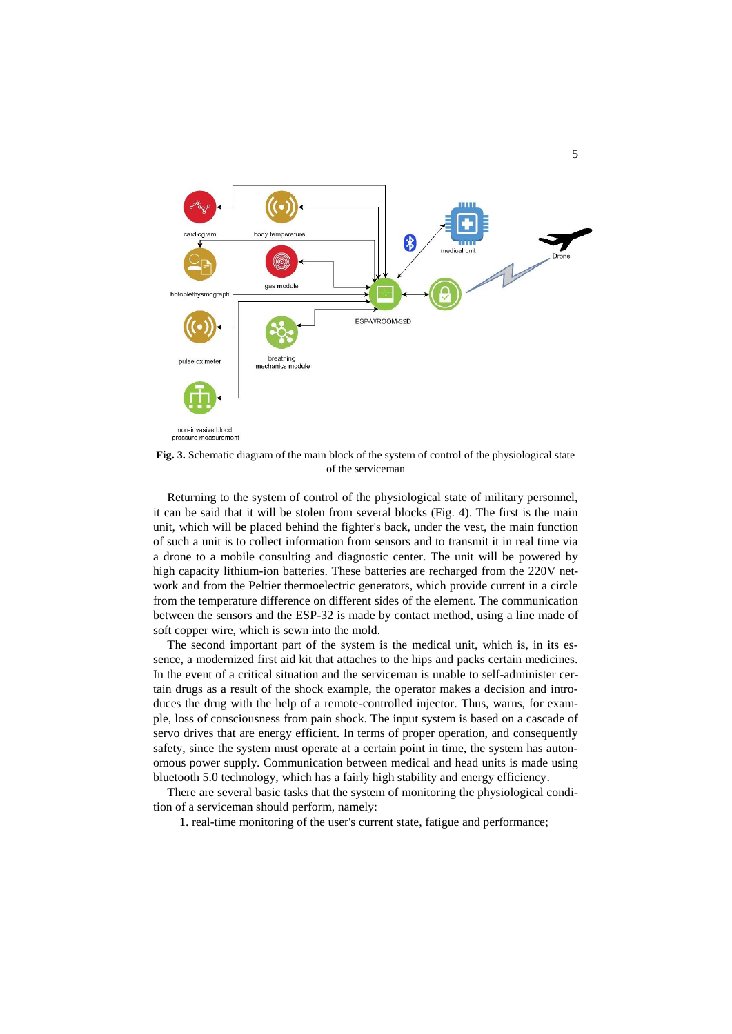**Fig. 3.** Schematic diagram of the main block of the system of control of the physiological state of the serviceman

Returning to the system of control of the physiological state of military personnel, it can be said that it will be stolen from several blocks (Fig. 4). The first is the main unit, which will be placed behind the fighter's back, under the vest, the main function of such a unit is to collect information from sensors and to transmit it in real time via a drone to a mobile consulting and diagnostic center. The unit will be powered by high capacity lithium-ion batteries. These batteries are recharged from the 220V network and from the Peltier thermoelectric generators, which provide current in a circle from the temperature difference on different sides of the element. The communication between the sensors and the ESP-32 is made by contact method, using a line made of soft copper wire, which is sewn into the mold.

The second important part of the system is the medical unit, which is, in its essence, a modernized first aid kit that attaches to the hips and packs certain medicines. In the event of a critical situation and the serviceman is unable to self-administer certain drugs as a result of the shock example, the operator makes a decision and introduces the drug with the help of a remote-controlled injector. Thus, warns, for example, loss of consciousness from pain shock. The input system is based on a cascade of servo drives that are energy efficient. In terms of proper operation, and consequently safety, since the system must operate at a certain point in time, the system has autonomous power supply. Communication between medical and head units is made using bluetooth 5.0 technology, which has a fairly high stability and energy efficiency.

There are several basic tasks that the system of monitoring the physiological condition of a serviceman should perform, namely:

1. real-time monitoring of the user's current state, fatigue and performance;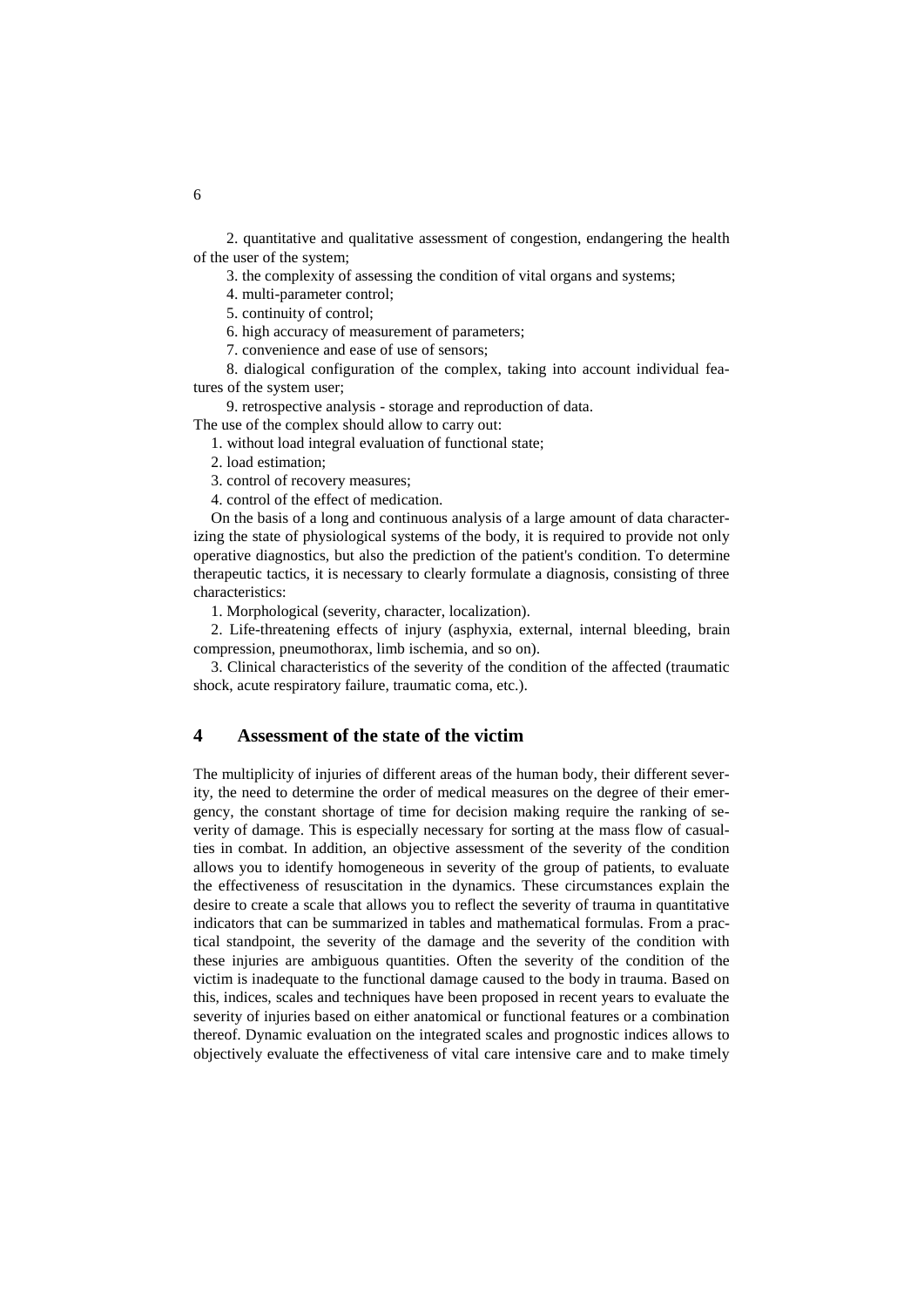2. quantitative and qualitative assessment of congestion, endangering the health of the user of the system;

3. the complexity of assessing the condition of vital organs and systems;

4. multi-parameter control;

5. continuity of control;

6. high accuracy of measurement of parameters;

7. convenience and ease of use of sensors;

8. dialogical configuration of the complex, taking into account individual features of the system user;

9. retrospective analysis - storage and reproduction of data.

The use of the complex should allow to carry out:

1. without load integral evaluation of functional state;
2. load estimation;
3. control of recovery measures;
4. control of the effect of medication.

On the basis of a long and continuous analysis of a large amount of data characterizing the state of physiological systems of the body, it is required to provide not only operative diagnostics, but also the prediction of the patient's condition. To determine therapeutic tactics, it is necessary to clearly formulate a diagnosis, consisting of three characteristics:

1. Morphological (severity, character, localization).
2. Life-threatening effects of injury (asphyxia, external, internal bleeding, brain compression, pneumothorax, limb ischemia, and so on).
3. Clinical characteristics of the severity of the condition of the affected (traumatic shock, acute respiratory failure, traumatic coma, etc.).

## 4 Assessment of the state of the victim

The multiplicity of injuries of different areas of the human body, their different severity, the need to determine the order of medical measures on the degree of their emergency, the constant shortage of time for decision making require the ranking of severity of damage. This is especially necessary for sorting at the mass flow of casualties in combat. In addition, an objective assessment of the severity of the condition allows you to identify homogeneous in severity of the group of patients, to evaluate the effectiveness of resuscitation in the dynamics. These circumstances explain the desire to create a scale that allows you to reflect the severity of trauma in quantitative indicators that can be summarized in tables and mathematical formulas. From a practical standpoint, the severity of the damage and the severity of the condition with these injuries are ambiguous quantities. Often the severity of the condition of the victim is inadequate to the functional damage caused to the body in trauma. Based on this, indices, scales and techniques have been proposed in recent years to evaluate the severity of injuries based on either anatomical or functional features or a combination thereof. Dynamic evaluation on the integrated scales and prognostic indices allows to objectively evaluate the effectiveness of vital care intensive care and to make timely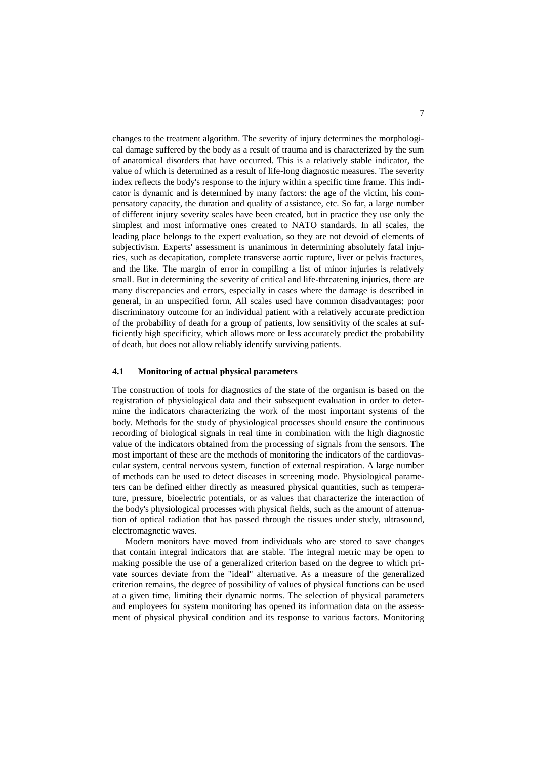changes to the treatment algorithm. The severity of injury determines the morphological damage suffered by the body as a result of trauma and is characterized by the sum of anatomical disorders that have occurred. This is a relatively stable indicator, the value of which is determined as a result of life-long diagnostic measures. The severity index reflects the body's response to the injury within a specific time frame. This indicator is dynamic and is determined by many factors: the age of the victim, his compensatory capacity, the duration and quality of assistance, etc. So far, a large number of different injury severity scales have been created, but in practice they use only the simplest and most informative ones created to NATO standards. In all scales, the leading place belongs to the expert evaluation, so they are not devoid of elements of subjectivism. Experts' assessment is unanimous in determining absolutely fatal injuries, such as decapitation, complete transverse aortic rupture, liver or pelvis fractures, and the like. The margin of error in compiling a list of minor injuries is relatively small. But in determining the severity of critical and life-threatening injuries, there are many discrepancies and errors, especially in cases where the damage is described in general, in an unspecified form. All scales used have common disadvantages: poor discriminatory outcome for an individual patient with a relatively accurate prediction of the probability of death for a group of patients, low sensitivity of the scales at sufficiently high specificity, which allows more or less accurately predict the probability of death, but does not allow reliably identify surviving patients.

## 4.1 Monitoring of actual physical parameters

The construction of tools for diagnostics of the state of the organism is based on the registration of physiological data and their subsequent evaluation in order to determine the indicators characterizing the work of the most important systems of the body. Methods for the study of physiological processes should ensure the continuous recording of biological signals in real time in combination with the high diagnostic value of the indicators obtained from the processing of signals from the sensors. The most important of these are the methods of monitoring the indicators of the cardiovascular system, central nervous system, function of external respiration. A large number of methods can be used to detect diseases in screening mode. Physiological parameters can be defined either directly as measured physical quantities, such as temperature, pressure, bioelectric potentials, or as values that characterize the interaction of the body's physiological processes with physical fields, such as the amount of attenuation of optical radiation that has passed through the tissues under study, ultrasound, electromagnetic waves.

Modern monitors have moved from individuals who are stored to save changes that contain integral indicators that are stable. The integral metric may be open to making possible the use of a generalized criterion based on the degree to which private sources deviate from the "ideal" alternative. As a measure of the generalized criterion remains, the degree of possibility of values of physical functions can be used at a given time, limiting their dynamic norms. The selection of physical parameters and employees for system monitoring has opened its information data on the assessment of physical physical condition and its response to various factors. Monitoring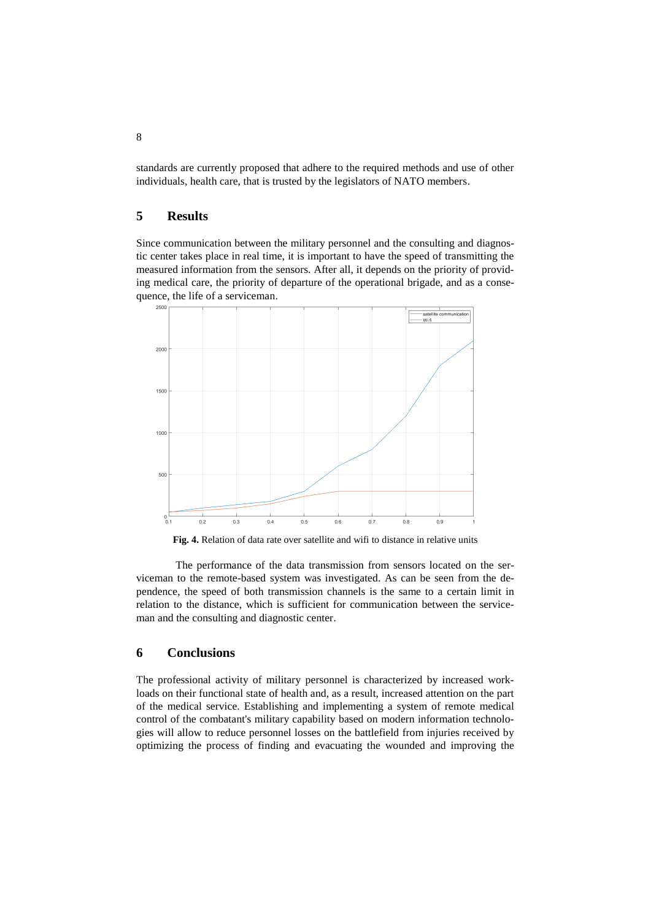standards are currently proposed that adhere to the required methods and use of other individuals, health care, that is trusted by the legislators of NATO members.

## 5 Results

Since communication between the military personnel and the consulting and diagnostic center takes place in real time, it is important to have the speed of transmitting the measured information from the sensors. After all, it depends on the priority of providing medical care, the priority of departure of the operational brigade, and as a consequence, the life of a serviceman.

**Fig. 4.** Relation of data rate over satellite and wifi to distance in relative units

The performance of the data transmission from sensors located on the serviceman to the remote-based system was investigated. As can be seen from the dependence, the speed of both transmission channels is the same to a certain limit in relation to the distance, which is sufficient for communication between the serviceman and the consulting and diagnostic center.

## 6 Conclusions

The professional activity of military personnel is characterized by increased workloads on their functional state of health and, as a result, increased attention on the part of the medical service. Establishing and implementing a system of remote medical control of the combatant's military capability based on modern information technologies will allow to reduce personnel losses on the battlefield from injuries received by optimizing the process of finding and evacuating the wounded and improving the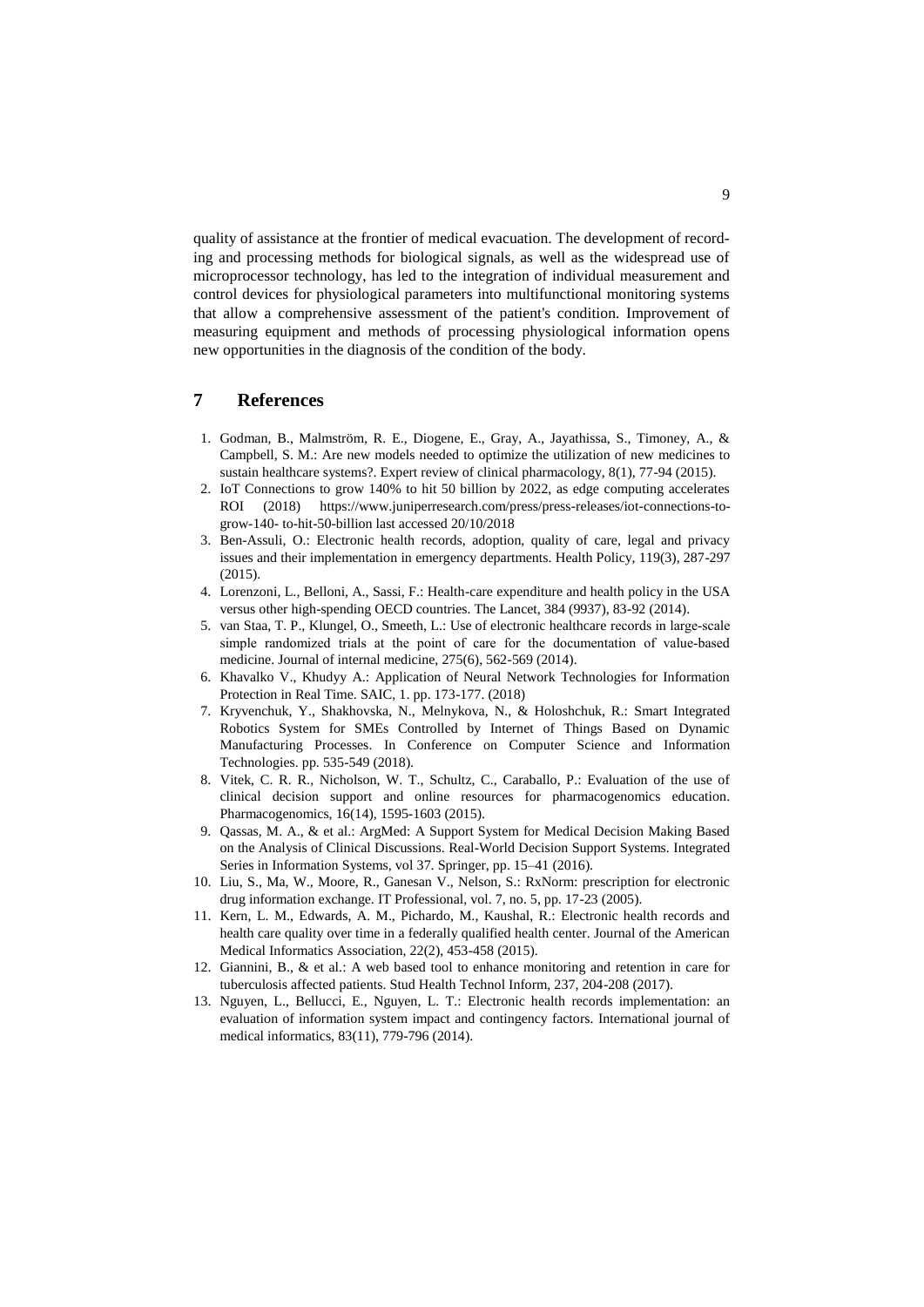quality of assistance at the frontier of medical evacuation. The development of recording and processing methods for biological signals, as well as the widespread use of microprocessor technology, has led to the integration of individual measurement and control devices for physiological parameters into multifunctional monitoring systems that allow a comprehensive assessment of the patient's condition. Improvement of measuring equipment and methods of processing physiological information opens new opportunities in the diagnosis of the condition of the body.

## 7 References

1. Godman, B., Malmström, R. E., Diogene, E., Gray, A., Jayathissa, S., Timoney, A., & Campbell, S. M.: Are new models needed to optimize the utilization of new medicines to sustain healthcare systems?. Expert review of clinical pharmacology, 8(1), 77-94 (2015).
2. IoT Connections to grow 140% to hit 50 billion by 2022, as edge computing accelerates ROI (2018) https://www.juniperresearch.com/press/press-releases/iot-connections-to-grow-140- to-hit-50-billion last accessed 20/10/2018
3. Ben-Assuli, O.: Electronic health records, adoption, quality of care, legal and privacy issues and their implementation in emergency departments. Health Policy, 119(3), 287-297 (2015).
4. Lorenzoni, L., Belloni, A., Sassi, F.: Health-care expenditure and health policy in the USA versus other high-spending OECD countries. The Lancet, 384 (9937), 83-92 (2014).
5. van Staa, T. P., Klungel, O., Smeeth, L.: Use of electronic healthcare records in large-scale simple randomized trials at the point of care for the documentation of value-based medicine. Journal of internal medicine, 275(6), 562-569 (2014).
6. Khavalko V., Khudyy A.: Application of Neural Network Technologies for Information Protection in Real Time. SAIC, 1. pp. 173-177. (2018)
7. Kryvenchuk, Y., Shakhovska, N., Melnykova, N., & Holoshchuk, R.: Smart Integrated Robotics System for SMEs Controlled by Internet of Things Based on Dynamic Manufacturing Processes. In Conference on Computer Science and Information Technologies. pp. 535-549 (2018).
8. Vitek, C. R. R., Nicholson, W. T., Schultz, C., Caraballo, P.: Evaluation of the use of clinical decision support and online resources for pharmacogenomics education. Pharmacogenomics, 16(14), 1595-1603 (2015).
9. Qassas, M. A., & et al.: ArgMed: A Support System for Medical Decision Making Based on the Analysis of Clinical Discussions. Real-World Decision Support Systems. Integrated Series in Information Systems, vol 37. Springer, pp. 15–41 (2016).
10. Liu, S., Ma, W., Moore, R., Ganesan V., Nelson, S.: RxNorm: prescription for electronic drug information exchange. IT Professional, vol. 7, no. 5, pp. 17-23 (2005).
11. Kern, L. M., Edwards, A. M., Pichardo, M., Kaushal, R.: Electronic health records and health care quality over time in a federally qualified health center. Journal of the American Medical Informatics Association, 22(2), 453-458 (2015).
12. Giannini, B., & et al.: A web based tool to enhance monitoring and retention in care for tuberculosis affected patients. Stud Health Technol Inform, 237, 204-208 (2017).
13. Nguyen, L., Bellucci, E., Nguyen, L. T.: Electronic health records implementation: an evaluation of information system impact and contingency factors. International journal of medical informatics, 83(11), 779-796 (2014).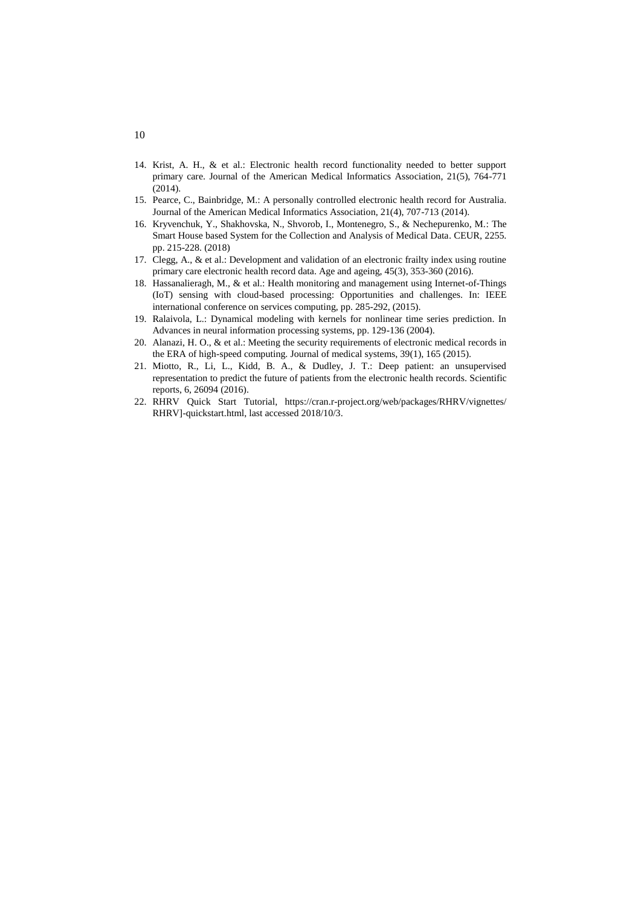14. Krist, A. H., & et al.: Electronic health record functionality needed to better support primary care. Journal of the American Medical Informatics Association, 21(5), 764-771 (2014).
15. Pearce, C., Bainbridge, M.: A personally controlled electronic health record for Australia. Journal of the American Medical Informatics Association, 21(4), 707-713 (2014).
16. Kryvenchuk, Y., Shakhovska, N., Shvorob, I., Montenegro, S., & Nechepurenko, M.: The Smart House based System for the Collection and Analysis of Medical Data. CEUR, 2255. pp. 215-228. (2018)
17. Clegg, A., & et al.: Development and validation of an electronic frailty index using routine primary care electronic health record data. Age and ageing, 45(3), 353-360 (2016).
18. Hassanalieragh, M., & et al.: Health monitoring and management using Internet-of-Things (IoT) sensing with cloud-based processing: Opportunities and challenges. In: IEEE international conference on services computing, pp. 285-292, (2015).
19. Ralaivola, L.: Dynamical modeling with kernels for nonlinear time series prediction. In Advances in neural information processing systems, pp. 129-136 (2004).
20. Alanazi, H. O., & et al.: Meeting the security requirements of electronic medical records in the ERA of high-speed computing. Journal of medical systems, 39(1), 165 (2015).
21. Miotto, R., Li, L., Kidd, B. A., & Dudley, J. T.: Deep patient: an unsupervised representation to predict the future of patients from the electronic health records. Scientific reports, 6, 26094 (2016).
22. RHRV Quick Start Tutorial, https://cran.r-project.org/web/packages/RHRV/vignettes/RHRV]-quickstart.html, last accessed 2018/10/3.